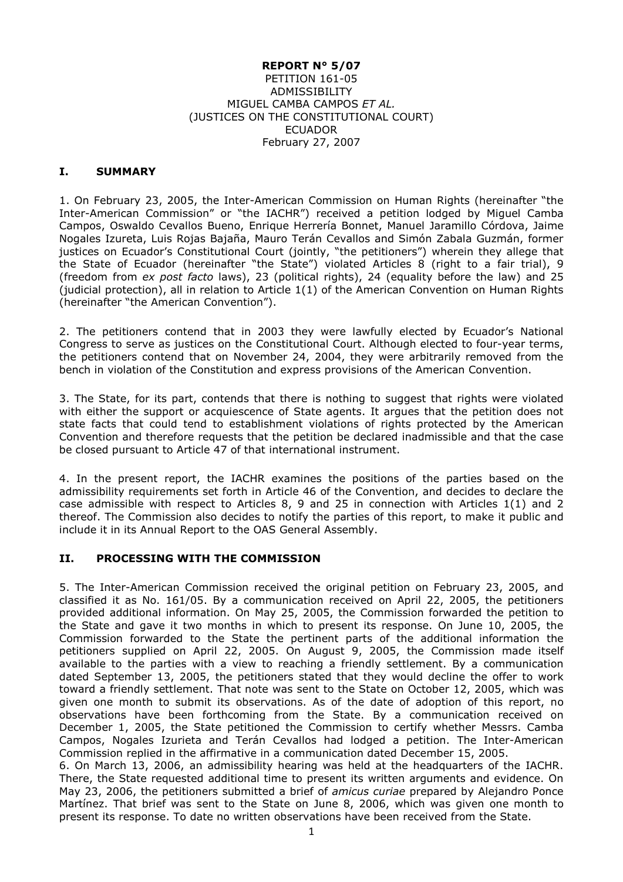**REPORT N° 5/07**
PETITION 161-05
ADMISSIBILITY
MIGUEL CAMBA CAMPOS *ET AL.*
(JUSTICES ON THE CONSTITUTIONAL COURT)
ECUADOR
February 27, 2007

## I. SUMMARY

1. On February 23, 2005, the Inter-American Commission on Human Rights (hereinafter "the Inter-American Commission" or "the IACHR") received a petition lodged by Miguel Camba Campos, Oswaldo Cevallos Bueno, Enrique Herrería Bonnet, Manuel Jaramillo Córdova, Jaime Nogales Izureta, Luis Rojas Bajaña, Mauro Terán Cevallos and Simón Zabala Guzmán, former justices on Ecuador's Constitutional Court (jointly, "the petitioners") wherein they allege that the State of Ecuador (hereinafter "the State") violated Articles 8 (right to a fair trial), 9 (freedom from *ex post facto* laws), 23 (political rights), 24 (equality before the law) and 25 (judicial protection), all in relation to Article 1(1) of the American Convention on Human Rights (hereinafter "the American Convention").

2. The petitioners contend that in 2003 they were lawfully elected by Ecuador's National Congress to serve as justices on the Constitutional Court. Although elected to four-year terms, the petitioners contend that on November 24, 2004, they were arbitrarily removed from the bench in violation of the Constitution and express provisions of the American Convention.

3. The State, for its part, contends that there is nothing to suggest that rights were violated with either the support or acquiescence of State agents. It argues that the petition does not state facts that could tend to establishment violations of rights protected by the American Convention and therefore requests that the petition be declared inadmissible and that the case be closed pursuant to Article 47 of that international instrument.

4. In the present report, the IACHR examines the positions of the parties based on the admissibility requirements set forth in Article 46 of the Convention, and decides to declare the case admissible with respect to Articles 8, 9 and 25 in connection with Articles 1(1) and 2 thereof. The Commission also decides to notify the parties of this report, to make it public and include it in its Annual Report to the OAS General Assembly.

## II. PROCESSING WITH THE COMMISSION

5. The Inter-American Commission received the original petition on February 23, 2005, and classified it as No. 161/05. By a communication received on April 22, 2005, the petitioners provided additional information. On May 25, 2005, the Commission forwarded the petition to the State and gave it two months in which to present its response. On June 10, 2005, the Commission forwarded to the State the pertinent parts of the additional information the petitioners supplied on April 22, 2005. On August 9, 2005, the Commission made itself available to the parties with a view to reaching a friendly settlement. By a communication dated September 13, 2005, the petitioners stated that they would decline the offer to work toward a friendly settlement. That note was sent to the State on October 12, 2005, which was given one month to submit its observations. As of the date of adoption of this report, no observations have been forthcoming from the State. By a communication received on December 1, 2005, the State petitioned the Commission to certify whether Messrs. Camba Campos, Nogales Izurieta and Terán Cevallos had lodged a petition. The Inter-American Commission replied in the affirmative in a communication dated December 15, 2005.

6. On March 13, 2006, an admissibility hearing was held at the headquarters of the IACHR. There, the State requested additional time to present its written arguments and evidence. On May 23, 2006, the petitioners submitted a brief of *amicus curiae* prepared by Alejandro Ponce Martínez. That brief was sent to the State on June 8, 2006, which was given one month to present its response. To date no written observations have been received from the State.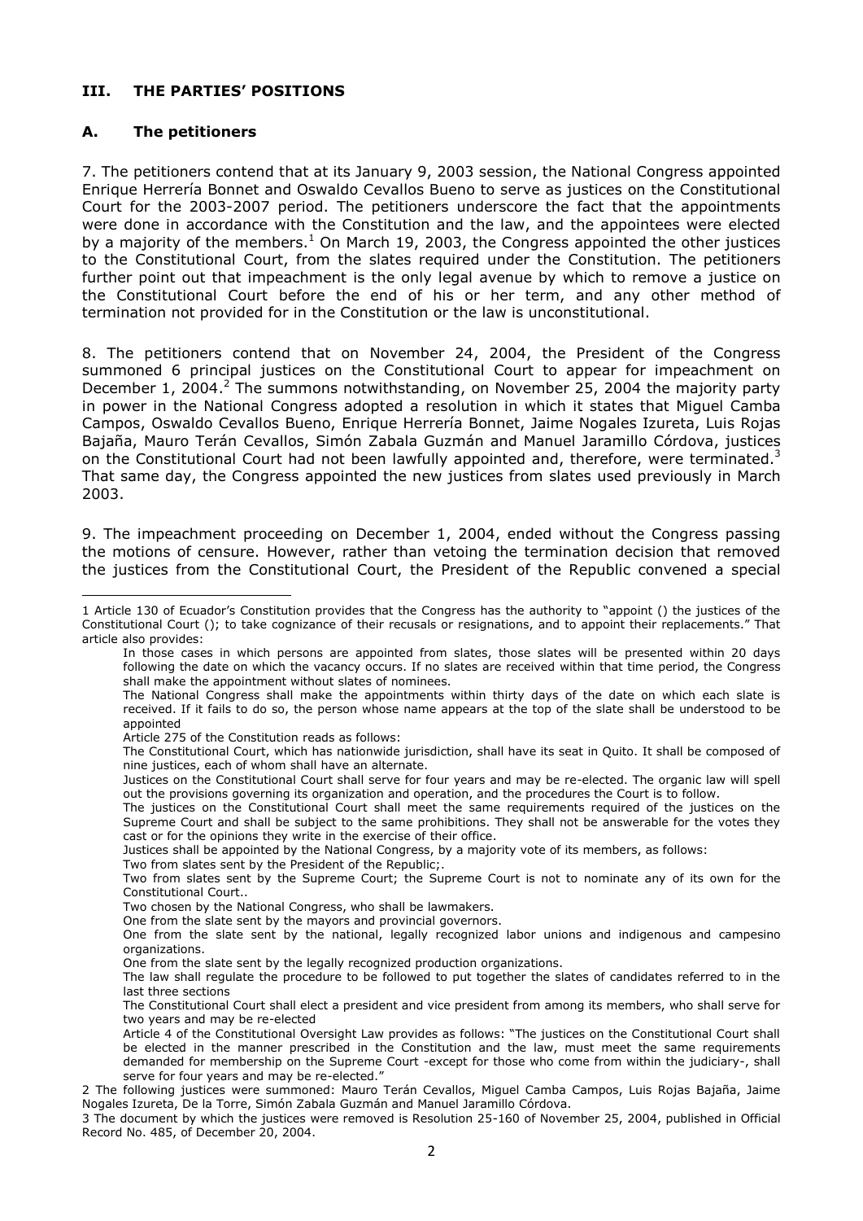## III. THE PARTIES' POSITIONS

### A. The petitioners

7. The petitioners contend that at its January 9, 2003 session, the National Congress appointed Enrique Herrería Bonnet and Oswaldo Cevallos Bueno to serve as justices on the Constitutional Court for the 2003-2007 period. The petitioners underscore the fact the appointments were done in accordance with the Constitution and the law, and the appointees were elected by a majority of the members.[1] On March 19, 2003, the Congress appointed the other justices to the Constitutional Court, from the slates required under the Constitution. The petitioners further point out that impeachment is the only legal avenue by which to remove a justice on the Constitutional Court before the end of his or her term, and any other method of termination not provided for in the Constitution or the law is unconstitutional.

8. The petitioners contend that on November 24, 2004, the President of the Congress summoned 6 principal justices on the Constitutional Court to appear for impeachment on December 1, 2004.[2] The summons notwithstanding, on November 25, 2004 the majority party in power in the National Congress adopted a resolution in which it states that Miguel Camba Campos, Oswaldo Cevallos Bueno, Enrique Herrería Bonnet, Jaime Nogales Izureta, Luis Rojas Bajaña, Mauro Terán Cevallos, Simón Zabala Guzmán and Manuel Jaramillo Córdova, justices on the Constitutional Court had not been lawfully appointed and, therefore, were terminated.[3] That same day, the Congress appointed the new justices from slates used previously in March 2003.

9. The impeachment proceeding on December 1, 2004, ended without the Congress passing the motions of censure. However, rather than vetoing the termination decision that removed the justices from the Constitutional Court, the President of the Republic convened a special

---

1 Article 130 of Ecuador's Constitution provides that the Congress has the authority to "appoint () the justices of the Constitutional Court (); to take cognizance of their recusals or resignations, and to appoint their replacements." That article also provides:

> In those cases in which persons are appointed from slates, those slates will be presented within 20 days following the date on which the vacancy occurs. If no slates are received within that time period, the Congress shall make the appointment without slates of nominees.
>
> The National Congress shall make the appointments within thirty days of the date on which each slate is received. If it fails to do so, the person whose name appears at the top of the slate shall be understood to be appointed
>
> Article 275 of the Constitution reads as follows:
>
> The Constitutional Court, which has nationwide jurisdiction, shall have its seat in Quito. It shall be composed of nine justices, each of whom shall have an alternate.
>
> Justices on the Constitutional Court shall serve for four years and may be re-elected. The organic law will spell out the provisions governing its organization and operation, and the procedures the Court is to follow.
>
> The justices on the Constitutional Court shall meet the same requirements required of the justices on the Supreme Court and shall be subject to the same prohibitions. They shall not be answerable for the votes they cast or for the opinions they write in the exercise of their office.
>
> Justices shall be appointed by the National Congress, by a majority vote of its members, as follows:
>
> Two from slates sent by the President of the Republic;.
>
> Two from slates sent by the Supreme Court; the Supreme Court is not to nominate any of its own for the Constitutional Court..
>
> Two chosen by the National Congress, who shall be lawmakers.
>
> One from the slate sent by the mayors and provincial governors.
>
> One from the slate sent by the national, legally recognized labor unions and indigenous and campesino organizations.
>
> One from the slate sent by the legally recognized production organizations.
>
> The law shall regulate the procedure to be followed to put together the slates of candidates referred to in the last three sections
>
> The Constitutional Court shall elect a president and vice president from among its members, who shall serve for two years and may be re-elected
>
> Article 4 of the Constitutional Oversight Law provides as follows: "The justices on the Constitutional Court shall be elected in the manner prescribed in the Constitution and the law, must meet the same requirements demanded for membership on the Supreme Court -except for those who come from within the judiciary-, shall serve for four years and may be re-elected."

2 The following justices were summoned: Mauro Terán Cevallos, Miguel Camba Campos, Luis Rojas Bajaña, Jaime Nogales Izureta, De la Torre, Simón Zabala Guzmán and Manuel Jaramillo Córdova.

3 The document by which the justices were removed is Resolution 25-160 of November 25, 2004, published in Official Record No. 485, of December 20, 2004.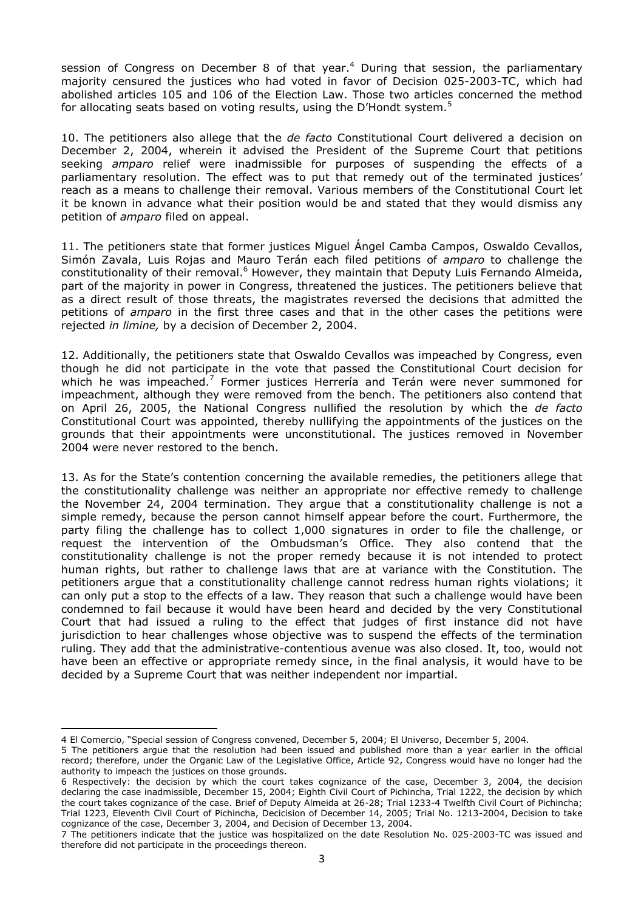session of Congress on December 8 of that year.[4] During that session, the parliamentary majority censured the justices who had voted in favor of Decision 025-2003-TC, which had abolished articles 105 and 106 of the Election Law. Those two articles concerned the method for allocating seats based on voting results, using the D'Hondt system.[5]

10. The petitioners also allege that the *de facto* Constitutional Court delivered a decision on December 2, 2004, wherein it advised the President of the Supreme Court that petitions seeking *amparo* relief were inadmissible for purposes of suspending the effects of a parliamentary resolution. The effect was to put that remedy out of the terminated justices' reach as a means to challenge their removal. Various members of the Constitutional Court let it be known in advance what their position would be and stated that they would dismiss any petition of *amparo* filed on appeal.

11. The petitioners state that former justices Miguel Ángel Camba Campos, Oswaldo Cevallos, Simón Zavala, Luis Rojas and Mauro Terán each filed petitions of *amparo* to challenge the constitutionality of their removal.[6] However, they maintain that Deputy Luis Fernando Almeida, part of the majority in power in Congress, threatened the justices. The petitioners believe that as a direct result of those threats, the magistrates reversed the decisions that admitted the petitions of *amparo* in the first three cases and that in the other cases the petitions were rejected *in limine,* by a decision of December 2, 2004.

12. Additionally, the petitioners state that Oswaldo Cevallos was impeached by Congress, even though he did not participate in the vote that passed the Constitutional Court decision for which he was impeached.[7] Former justices Herrería and Terán were never summoned for impeachment, although they were removed from the bench. The petitioners also contend that on April 26, 2005, the National Congress nullified the resolution by which the *de facto* Constitutional Court was appointed, thereby nullifying the appointments of the justices on the grounds that their appointments were unconstitutional. The justices removed in November 2004 were never restored to the bench.

13. As for the State's contention concerning the available remedies, the petitioners allege that the constitutionality challenge was neither an appropriate nor effective remedy to challenge the November 24, 2004 termination. They argue that a constitutionality challenge is not a simple remedy, because the person cannot himself appear before the court. Furthermore, the party filing the challenge has to collect 1,000 signatures in order to file the challenge, or request the intervention of the Ombudsman's Office. They also contend that the constitutionality challenge is not the proper remedy because it is not intended to protect human rights, but rather to challenge laws that are at variance with the Constitution. The petitioners argue that a constitutionality challenge cannot redress human rights violations; it can only put a stop to the effects of a law. They reason that such a challenge would have been condemned to fail because it would have been heard and decided by the very Constitutional Court that had issued a ruling to the effect that judges of first instance did not have jurisdiction to hear challenges whose objective was to suspend the effects of the termination ruling. They add that the administrative-contentious avenue was also closed. It, too, would not have been an effective or appropriate remedy since, in the final analysis, it would have to be decided by a Supreme Court that was neither independent nor impartial.

---

4 El Comercio, "Special session of Congress convened, December 5, 2004; El Universo, December 5, 2004.

5 The petitioners argue that the resolution had been issued and published more than a year earlier in the official record; therefore, under the Organic Law of the Legislative Office, Article 92, Congress would have no longer had the authority to impeach the justices on those grounds.

6 Respectively: the decision by which the court takes cognizance of the case, December 3, 2004, the decision declaring the case inadmissible, December 15, 2004; Eighth Civil Court of Pichincha, Trial 1222, the decision by which the court takes cognizance of the case. Brief of Deputy Almeida at 26-28; Trial 1233-4 Twelfth Civil Court of Pichincha; Trial 1223, Eleventh Civil Court of Pichincha, Decicision of December 14, 2005; Trial No. 1213-2004, Decision to take cognizance of the case, December 3, 2004, and Decision of December 13, 2004.

7 The petitioners indicate that the justice was hospitalized on the date Resolution No. 025-2003-TC was issued and therefore did not participate in the proceedings thereon.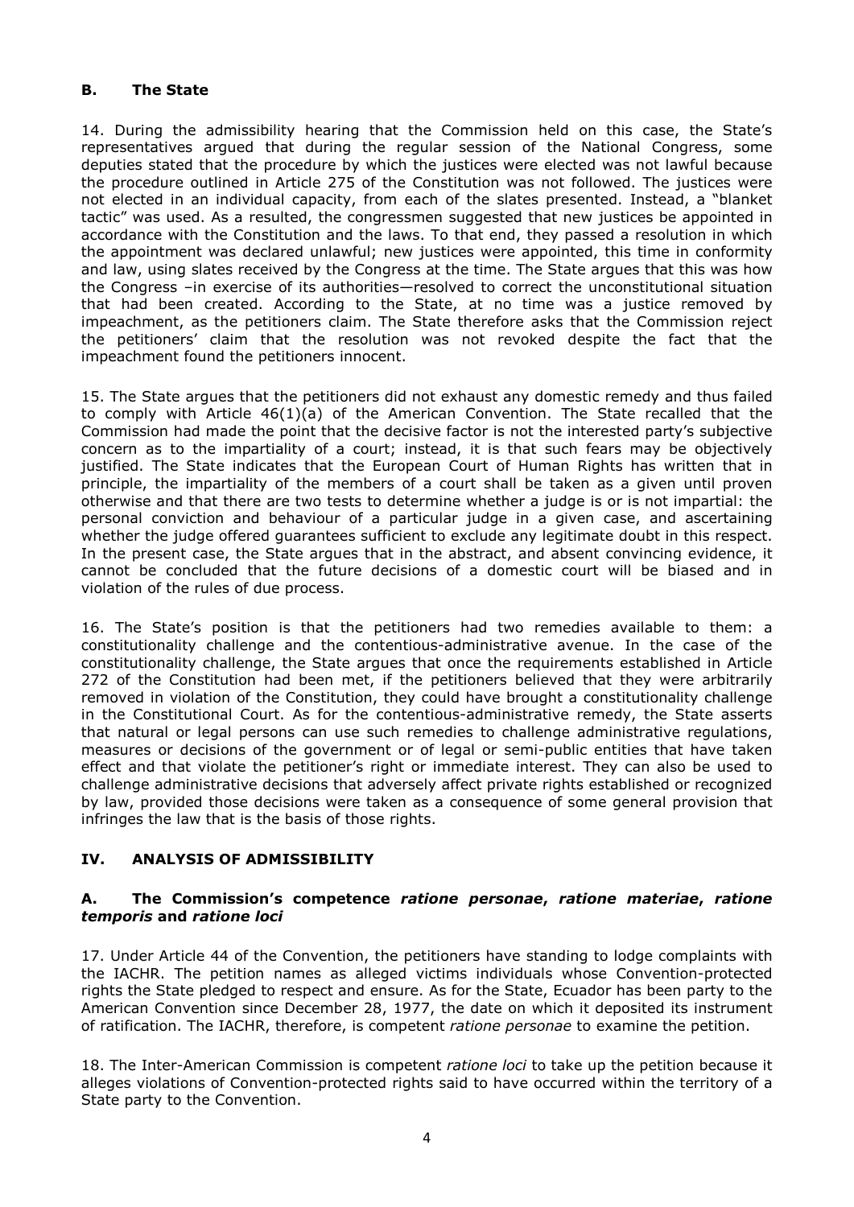### B. The State

14. During the admissibility hearing that the Commission held on this case, the State's representatives argued that during the regular session of the National Congress, some deputies stated that the procedure by which the justices were elected was not lawful because the procedure outlined in Article 275 of the Constitution was not followed. The justices were not elected in an individual capacity, from each of the slates presented. Instead, a "blanket tactic" was used. As a resulted, the congressmen suggested that new justices be appointed in accordance with the Constitution and the laws. To that end, they passed a resolution in which the appointment was declared unlawful; new justices were appointed, this time in conformity and law, using slates received by the Congress at the time. The State argues that this was how the Congress –in exercise of its authorities—resolved to correct the unconstitutional situation that had been created. According to the State, at no time was a justice removed by impeachment, as the petitioners claim. The State therefore asks that the Commission reject the petitioners' claim that the resolution was not revoked despite the fact that the impeachment found the petitioners innocent.

15. The State argues that the petitioners did not exhaust any domestic remedy and thus failed to comply with Article 46(1)(a) of the American Convention. The State recalled that the Commission had made the point that the decisive factor is not the interested party's subjective concern as to the impartiality of a court; instead, it is that such fears may be objectively justified. The State indicates that the European Court of Human Rights has written that in principle, the impartiality of the members of a court shall be taken as a given until proven otherwise and that there are two tests to determine whether a judge is or is not impartial: the personal conviction and behaviour of a particular judge in a given case, and ascertaining whether the judge offered guarantees sufficient to exclude any legitimate doubt in this respect. In the present case, the State argues that in the abstract, and absent convincing evidence, it cannot be concluded that the future decisions of a domestic court will be biased and in violation of the rules of due process.

16. The State's position is that the petitioners had two remedies available to them: a constitutionality challenge and the contentious-administrative avenue. In the case of the constitutionality challenge, the State argues that once the requirements established in Article 272 of the Constitution had been met, if the petitioners believed that they were arbitrarily removed in violation of the Constitution, they could have brought a constitutionality challenge in the Constitutional Court. As for the contentious-administrative remedy, the State asserts that natural or legal persons can use such remedies to challenge administrative regulations, measures or decisions of the government or of legal or semi-public entities that have taken effect and that violate the petitioner's right or immediate interest. They can also be used to challenge administrative decisions that adversely affect private rights established or recognized by law, provided those decisions were taken as a consequence of some general provision that infringes the law that is the basis of those rights.

## IV. ANALYSIS OF ADMISSIBILITY

### A. The Commission's competence *ratione personae*, *ratione materiae*, *ratione temporis* and *ratione loci*

17. Under Article 44 of the Convention, the petitioners have standing to lodge complaints with the IACHR. The petition names as alleged victims individuals whose Convention-protected rights the State pledged to respect and ensure. As for the State, Ecuador has been party to the American Convention since December 28, 1977, the date on which it deposited its instrument of ratification. The IACHR, therefore, is competent *ratione personae* to examine the petition.

18. The Inter-American Commission is competent *ratione loci* to take up the petition because it alleges violations of Convention-protected rights said to have occurred within the territory of a State party to the Convention.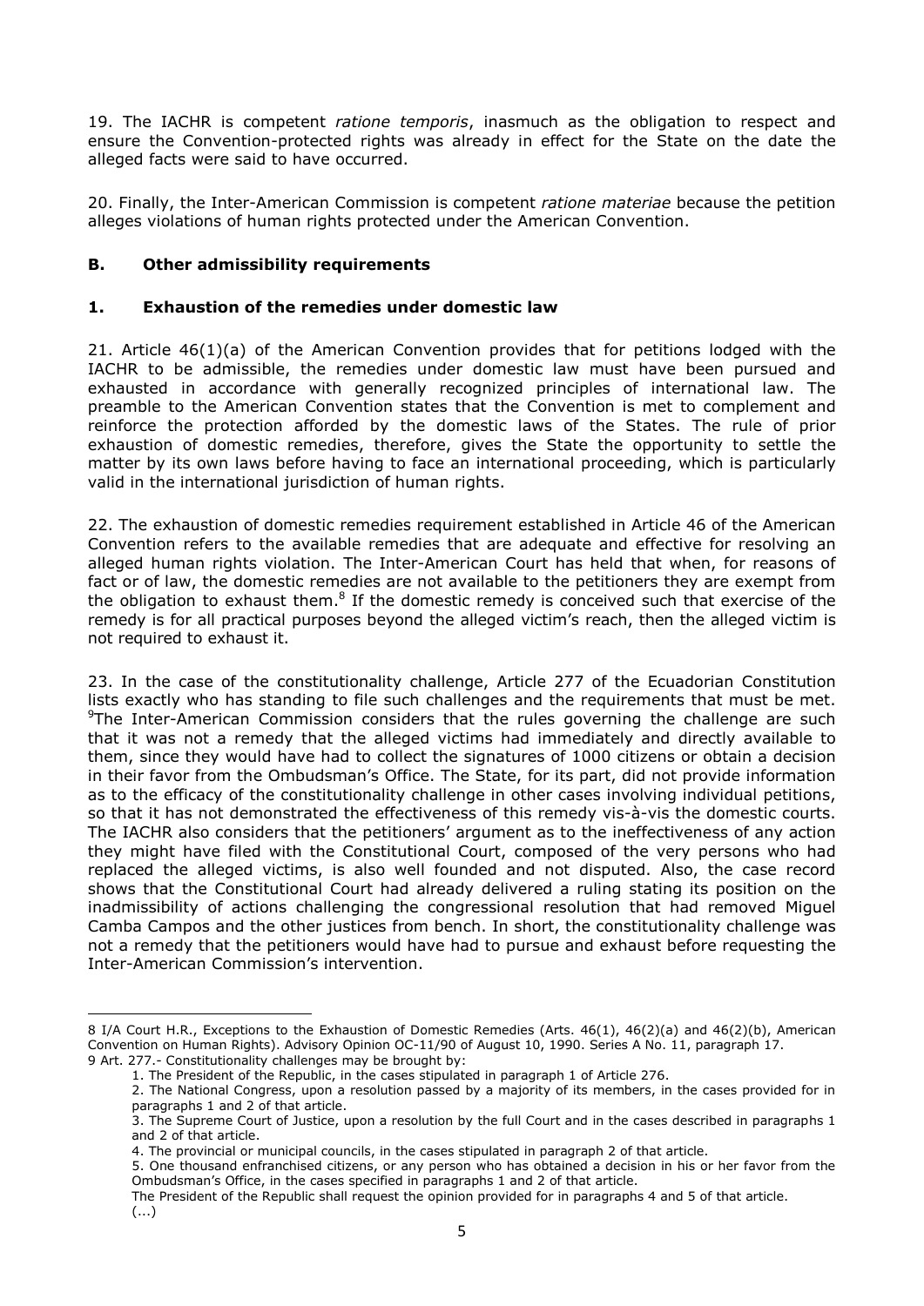19. The IACHR is competent *ratione temporis*, inasmuch as the obligation to respect and ensure the Convention-protected rights was already in effect for the State on the date the alleged facts were said to have occurred.

20. Finally, the Inter-American Commission is competent *ratione materiae* because the petition alleges violations of human rights protected under the American Convention.

### B. Other admissibility requirements

#### 1. Exhaustion of the remedies under domestic law

21. Article 46(1)(a) of the American Convention provides that for petitions lodged with the IACHR to be admissible, the remedies under domestic law must have been pursued and exhausted in accordance with generally recognized principles of international law. The preamble to the American Convention states that the Convention is met to complement and reinforce the protection afforded by the domestic laws of the States. The rule of prior exhaustion of domestic remedies, therefore, gives the State the opportunity to settle the matter by its own laws before having to face an international proceeding, which is particularly valid in the international jurisdiction of human rights.

22. The exhaustion of domestic remedies requirement established in Article 46 of the American Convention refers to the available remedies that are adequate and effective for resolving an alleged human rights violation. The Inter-American Court has held that when, for reasons of fact or of law, the domestic remedies are not available to the petitioners they are exempt from the obligation to exhaust them.[8] If the domestic remedy is conceived such that exercise of the remedy is for all practical purposes beyond the alleged victim's reach, then the alleged victim is not required to exhaust it.

23. In the case of the constitutionality challenge, Article 277 of the Ecuadorian Constitution lists exactly who has standing to file such challenges and the requirements that must be met. [9]The Inter-American Commission considers that the rules governing the challenge are such that it was not a remedy that the alleged victims had immediately and directly available to them, since they would have had to collect the signatures of 1000 citizens or obtain a decision in their favor from the Ombudsman's Office. The State, for its part, did not provide information as to the efficacy of the constitutionality challenge in other cases involving individual petitions, so that it has not demonstrated the effectiveness of this remedy vis-à-vis the domestic courts. The IACHR also considers that the petitioners' argument as to the ineffectiveness of any action they might have filed with the Constitutional Court, composed of the very persons who had replaced the alleged victims, is also well founded and not disputed. Also, the case record shows that the Constitutional Court had already delivered a ruling stating its position on the inadmissibility of actions challenging the congressional resolution that had removed Miguel Camba Campos and the other justices from bench. In short, the constitutionality challenge was not a remedy that the petitioners would have had to pursue and exhaust before requesting the Inter-American Commission's intervention.

---

8 I/A Court H.R., Exceptions to the Exhaustion of Domestic Remedies (Arts. 46(1), 46(2)(a) and 46(2)(b), American Convention on Human Rights). Advisory Opinion OC-11/90 of August 10, 1990. Series A No. 11, paragraph 17.

9 Art. 277.- Constitutionality challenges may be brought by:

1. The President of the Republic, in the cases stipulated in paragraph 1 of Article 276.
2. The National Congress, upon a resolution passed by a majority of its members, in the cases provided for in paragraphs 1 and 2 of that article.
3. The Supreme Court of Justice, upon a resolution by the full Court and in the cases described in paragraphs 1 and 2 of that article.
4. The provincial or municipal councils, in the cases stipulated in paragraph 2 of that article.
5. One thousand enfranchised citizens, or any person who has obtained a decision in his or her favor from the Ombudsman's Office, in the cases specified in paragraphs 1 and 2 of that article.

The President of the Republic shall request the opinion provided for in paragraphs 4 and 5 of that article.

(...)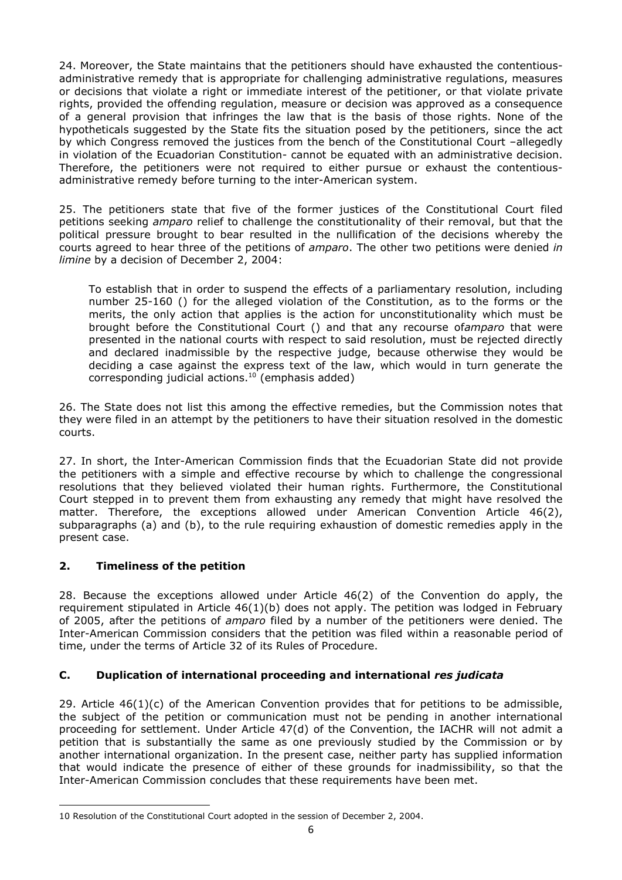24. Moreover, the State maintains that the petitioners should have exhausted the contentious-administrative remedy that is appropriate for challenging administrative regulations, measures or decisions that violate a right or immediate interest of the petitioner, or that violate private rights, provided the offending regulation, measure or decision was approved as a consequence of a general provision that infringes the law that is the basis of those rights. None of the hypotheticals suggested by the State fits the situation posed by the petitioners, since the act by which Congress removed the justices from the bench of the Constitutional Court –allegedly in violation of the Ecuadorian Constitution- cannot be equated with an administrative decision. Therefore, the petitioners were not required to either pursue or exhaust the contentious-administrative remedy before turning to the inter-American system.

25. The petitioners state that five of the former justices of the Constitutional Court filed petitions seeking *amparo* relief to challenge the constitutionality of their removal, but that the political pressure brought to bear resulted in the nullification of the decisions whereby the courts agreed to hear three of the petitions of *amparo*. The other two petitions were denied *in limine* by a decision of December 2, 2004:

> To establish that in order to suspend the effects of a parliamentary resolution, including number 25-160 () for the alleged violation of the Constitution, as to the forms or the merits, the only action that applies is the action for unconstitutionality which must be brought before the Constitutional Court () and that any recourse of*amparo* that were presented in the national courts with respect to said resolution, must be rejected directly and declared inadmissible by the respective judge, because otherwise they would be deciding a case against the express text of the law, which would in turn generate the corresponding judicial actions.[10] (emphasis added)

26. The State does not list this among the effective remedies, but the Commission notes that they were filed in an attempt by the petitioners to have their situation resolved in the domestic courts.

27. In short, the Inter-American Commission finds that the Ecuadorian State did not provide the petitioners with a simple and effective recourse by which to challenge the congressional resolutions that they believed violated their human rights. Furthermore, the Constitutional Court stepped in to prevent them from exhausting any remedy that might have resolved the matter. Therefore, the exceptions allowed under American Convention Article 46(2), subparagraphs (a) and (b), to the rule requiring exhaustion of domestic remedies apply in the present case.

### 2. Timeliness of the petition

28. Because the exceptions allowed under Article 46(2) of the Convention do apply, the requirement stipulated in Article 46(1)(b) does not apply. The petition was lodged in February of 2005, after the petitions of *amparo* filed by a number of the petitioners were denied. The Inter-American Commission considers that the petition was filed within a reasonable period of time, under the terms of Article 32 of its Rules of Procedure.

## C. Duplication of international proceeding and international *res judicata*

29. Article 46(1)(c) of the American Convention provides that for petitions to be admissible, the subject of the petition or communication must not be pending in another international proceeding for settlement. Under Article 47(d) of the Convention, the IACHR will not admit a petition that is substantially the same as one previously studied by the Commission or by another international organization. In the present case, neither party has supplied information that would indicate the presence of either of these grounds for inadmissibility, so that the Inter-American Commission concludes that these requirements have been met.

---

10 Resolution of the Constitutional Court adopted in the session of December 2, 2004.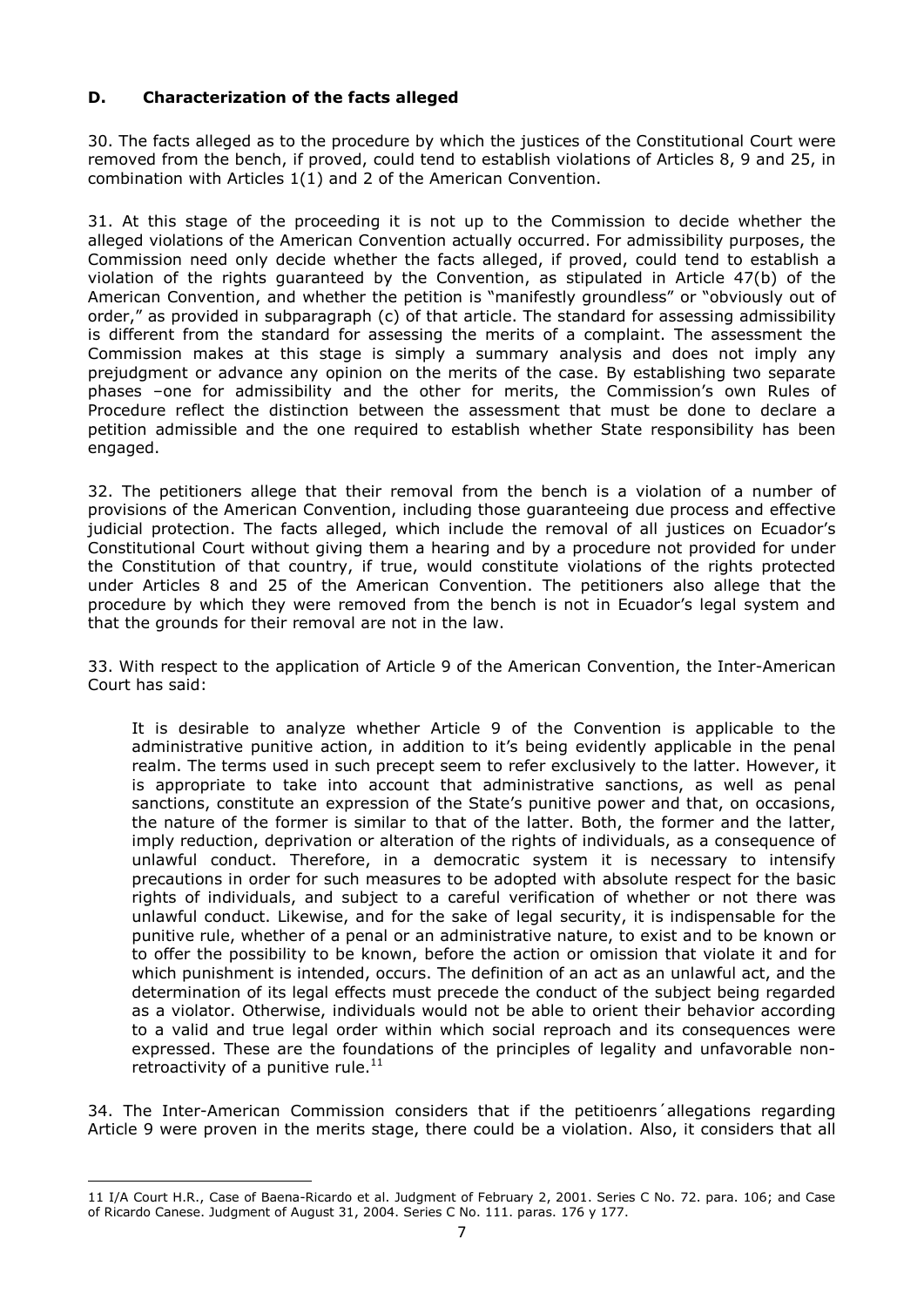### D. Characterization of the facts alleged

30. The facts alleged as to the procedure by which the justices of the Constitutional Court were removed from the bench, if proved, could tend to establish violations of Articles 8, 9 and 25, in combination with Articles 1(1) and 2 of the American Convention.

31. At this stage of the proceeding it is not up to the Commission to decide whether the alleged violations of the American Convention actually occurred. For admissibility purposes, the Commission need only decide whether the facts alleged, if proved, could tend to establish a violation of the rights guaranteed by the Convention, as stipulated in Article 47(b) of the American Convention, and whether the petition is "manifestly groundless" or "obviously out of order," as provided in subparagraph (c) of that article. The standard for assessing admissibility is different from the standard for assessing the merits of a complaint. The assessment the Commission makes at this stage is simply a summary analysis and does not imply any prejudgment or advance any opinion on the merits of the case. By establishing two separate phases –one for admissibility and the other for merits, the Commission's own Rules of Procedure reflect the distinction between the assessment that must be done to declare a petition admissible and the one required to establish whether State responsibility has been engaged.

32. The petitioners allege that their removal from the bench is a violation of a number of provisions of the American Convention, including those guaranteeing due process and effective judicial protection. The facts alleged, which include the removal of all justices on Ecuador's Constitutional Court without giving them a hearing and by a procedure not provided for under the Constitution of that country, if true, would constitute violations of the rights protected under Articles 8 and 25 of the American Convention. The petitioners also allege that the procedure by which they were removed from the bench is not in Ecuador's legal system and that the grounds for their removal are not in the law.

33. With respect to the application of Article 9 of the American Convention, the Inter-American Court has said:

> It is desirable to analyze whether Article 9 of the Convention is applicable to the administrative punitive action, in addition to it's being evidently applicable in the penal realm. The terms used in such precept seem to refer exclusively to the latter. However, it is appropriate to take into account that administrative sanctions, as well as penal sanctions, constitute an expression of the State's punitive power and that, on occasions, the nature of the former is similar to that of the latter. Both, the former and the latter, imply reduction, deprivation or alteration of the rights of individuals, as a consequence of unlawful conduct. Therefore, in a democratic system it is necessary to intensify precautions in order for such measures to be adopted with absolute respect for the basic rights of individuals, and subject to a careful verification of whether or not there was unlawful conduct. Likewise, and for the sake of legal security, it is indispensable for the punitive rule, whether of a penal or an administrative nature, to exist and to be known or to offer the possibility to be known, before the action or omission that violate it and for which punishment is intended, occurs. The definition of an act as an unlawful act, and the determination of its legal effects must precede the conduct of the subject being regarded as a violator. Otherwise, individuals would not be able to orient their behavior according to a valid and true legal order within which social reproach and its consequences were expressed. These are the foundations of the principles of legality and unfavorable non-retroactivity of a punitive rule.[11]

34. The Inter-American Commission considers that if the petitioenrs´allegations regarding Article 9 were proven in the merits stage, there could be a violation. Also, it considers that all

---

11 I/A Court H.R., Case of Baena-Ricardo et al. Judgment of February 2, 2001. Series C No. 72. para. 106; and Case of Ricardo Canese. Judgment of August 31, 2004. Series C No. 111. paras. 176 y 177.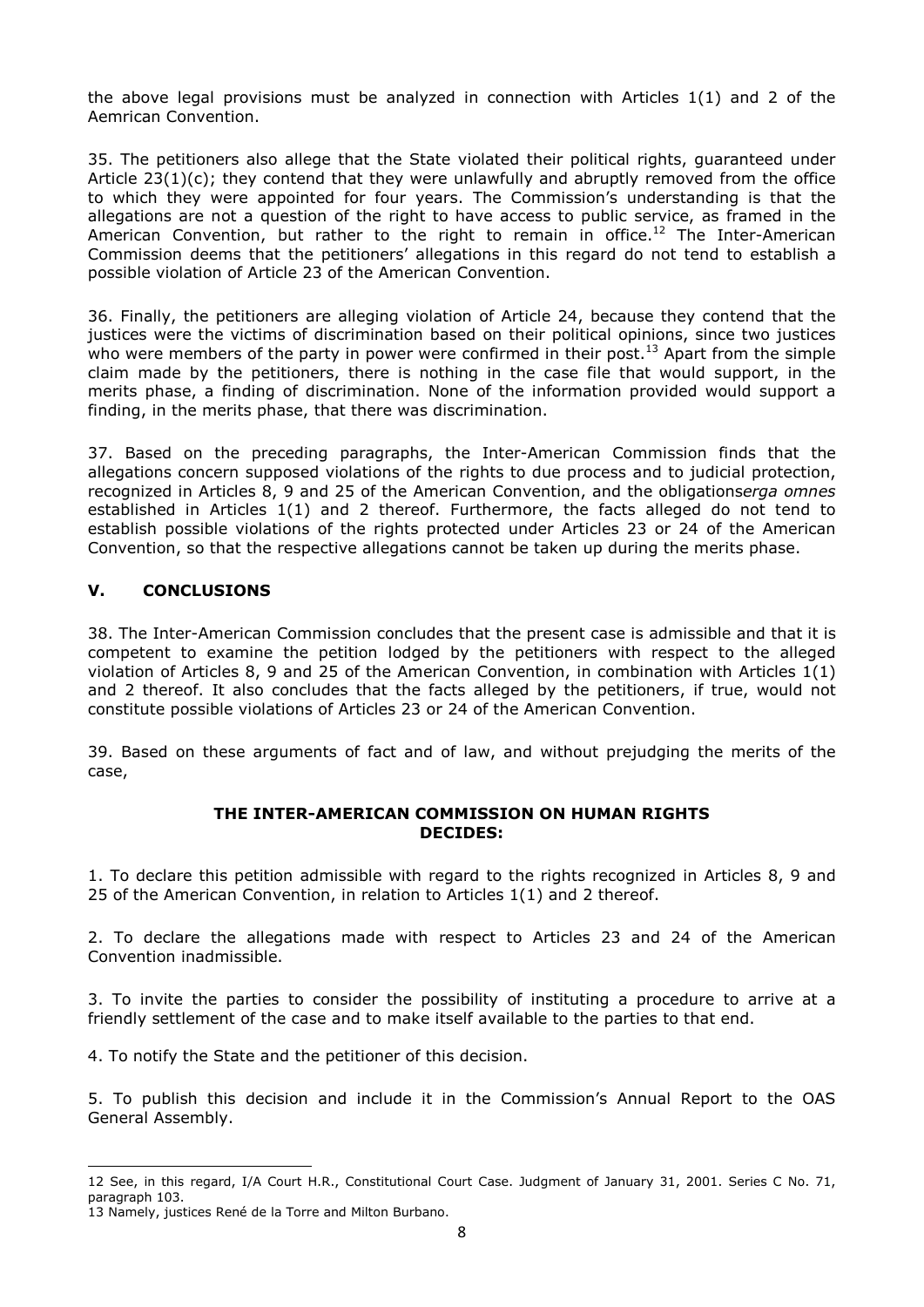the above legal provisions must be analyzed in connection with Articles 1(1) and 2 of the Aemrican Convention.

35. The petitioners also allege that the State violated their political rights, guaranteed under Article 23(1)(c); they contend that they were unlawfully and abruptly removed from the office to which they were appointed for four years. The Commission's understanding is that the allegations are not a question of the right to have access to public service, as framed in the American Convention, but rather to the right to remain in office.[12] The Inter-American Commission deems that the petitioners' allegations in this regard do not tend to establish a possible violation of Article 23 of the American Convention.

36. Finally, the petitioners are alleging violation of Article 24, because they contend that the justices were the victims of discrimination based on their political opinions, since two justices who were members of the party in power were confirmed in their post.[13] Apart from the simple claim made by the petitioners, there is nothing in the case file that would support, in the merits phase, a finding of discrimination. None of the information provided would support a finding, in the merits phase, that there was discrimination.

37. Based on the preceding paragraphs, the Inter-American Commission finds that the allegations concern supposed violations of the rights to due process and to judicial protection, recognized in Articles 8, 9 and 25 of the American Convention, and the obligations*erga omnes* established in Articles 1(1) and 2 thereof. Furthermore, the facts alleged do not tend to establish possible violations of the rights protected under Articles 23 or 24 of the American Convention, so that the respective allegations cannot be taken up during the merits phase.

## V. CONCLUSIONS

38. The Inter-American Commission concludes that the present case is admissible and that it is competent to examine the petition lodged by the petitioners with respect to the alleged violation of Articles 8, 9 and 25 of the American Convention, in combination with Articles 1(1) and 2 thereof. It also concludes that the facts alleged by the petitioners, if true, would not constitute possible violations of Articles 23 or 24 of the American Convention.

39. Based on these arguments of fact and of law, and without prejudging the merits of the case,

**THE INTER-AMERICAN COMMISSION ON HUMAN RIGHTS**
**DECIDES:**

1. To declare this petition admissible with regard to the rights recognized in Articles 8, 9 and 25 of the American Convention, in relation to Articles 1(1) and 2 thereof.

2. To declare the allegations made with respect to Articles 23 and 24 of the American Convention inadmissible.

3. To invite the parties to consider the possibility of instituting a procedure to arrive at a friendly settlement of the case and to make itself available to the parties to that end.

4. To notify the State and the petitioner of this decision.

5. To publish this decision and include it in the Commission's Annual Report to the OAS General Assembly.

---

12 See, in this regard, I/A Court H.R., Constitutional Court Case. Judgment of January 31, 2001. Series C No. 71, paragraph 103.

13 Namely, justices René de la Torre and Milton Burbano.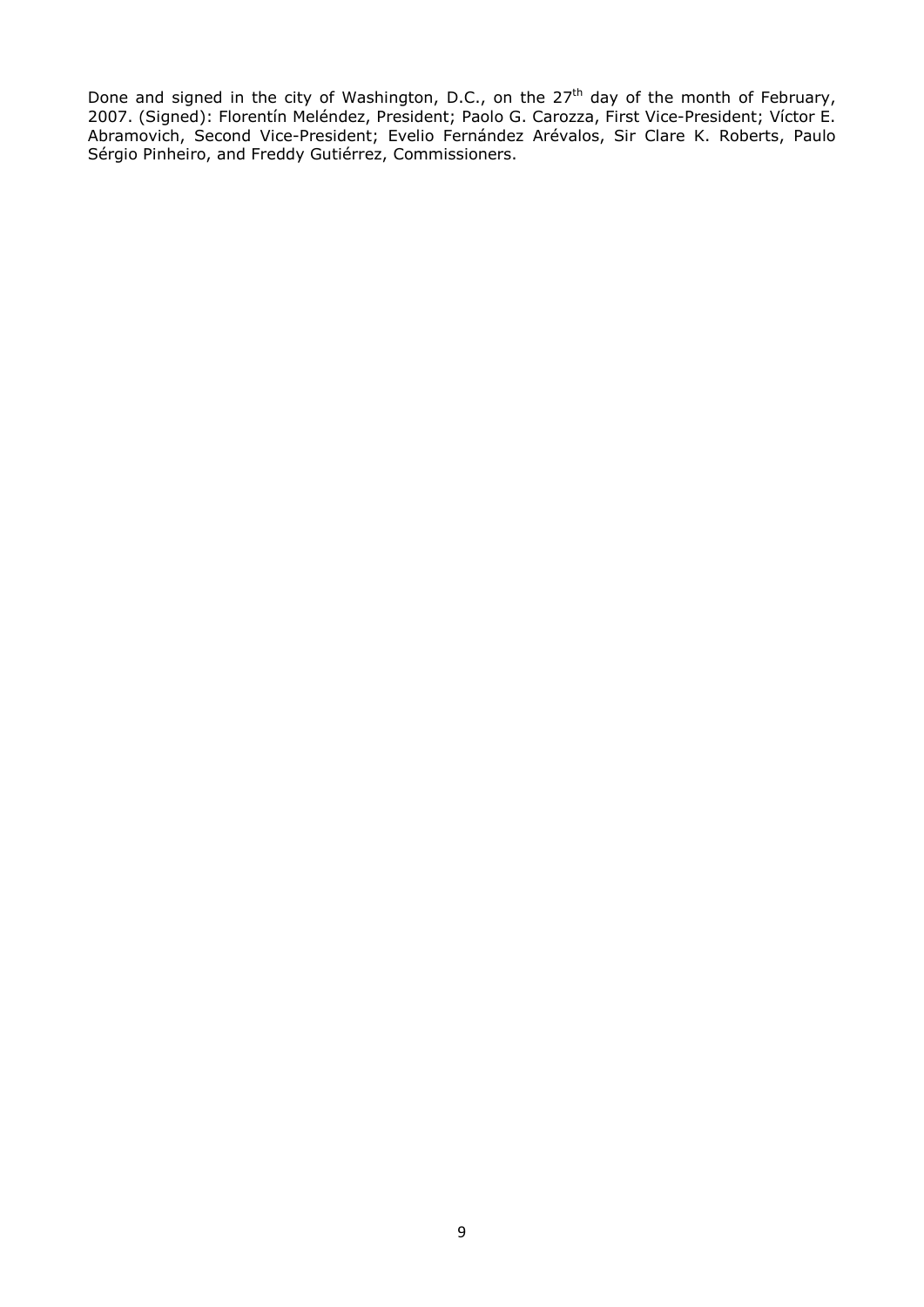Done and signed in the city of Washington, D.C., on the 27th day of the month of February, 2007. (Signed): Florentín Meléndez, President; Paolo G. Carozza, First Vice-President; Víctor E. Abramovich, Second Vice-President; Evelio Fernández Arévalos, Sir Clare K. Roberts, Paulo Sérgio Pinheiro, and Freddy Gutiérrez, Commissioners.